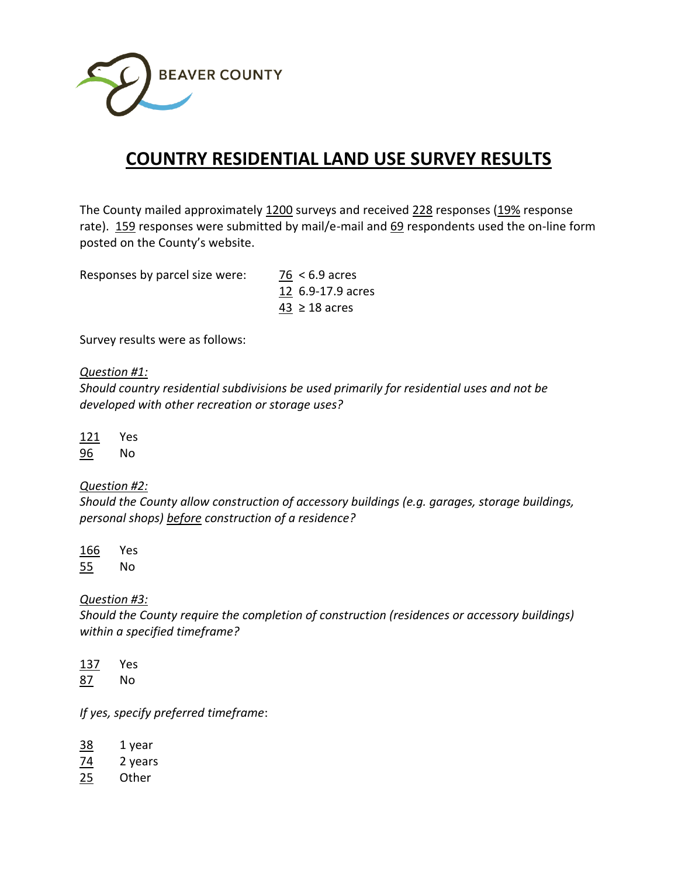BEAVER COUNTY

# COUNTRY RESIDENTIAL LAND USE SURVEY RESULTS

The County mailed approximately 1200 surveys and received 228 responses (19% response rate). 159 responses were submitted by mail/e-mail and 69 respondents used the on-line form posted on the County's website.

Responses by parcel size were:

76 < 6.9 acres
12 6.9-17.9 acres
43 ≥ 18 acres

Survey results were as follows:

*Question #1:*
*Should country residential subdivisions be used primarily for residential uses and not be developed with other recreation or storage uses?*

121 Yes
96 No

*Question #2:*
*Should the County allow construction of accessory buildings (e.g. garages, storage buildings, personal shops) before construction of a residence?*

166 Yes
55 No

*Question #3:*
*Should the County require the completion of construction (residences or accessory buildings) within a specified timeframe?*

137 Yes
87 No

*If yes, specify preferred timeframe*:

38 1 year
74 2 years
25 Other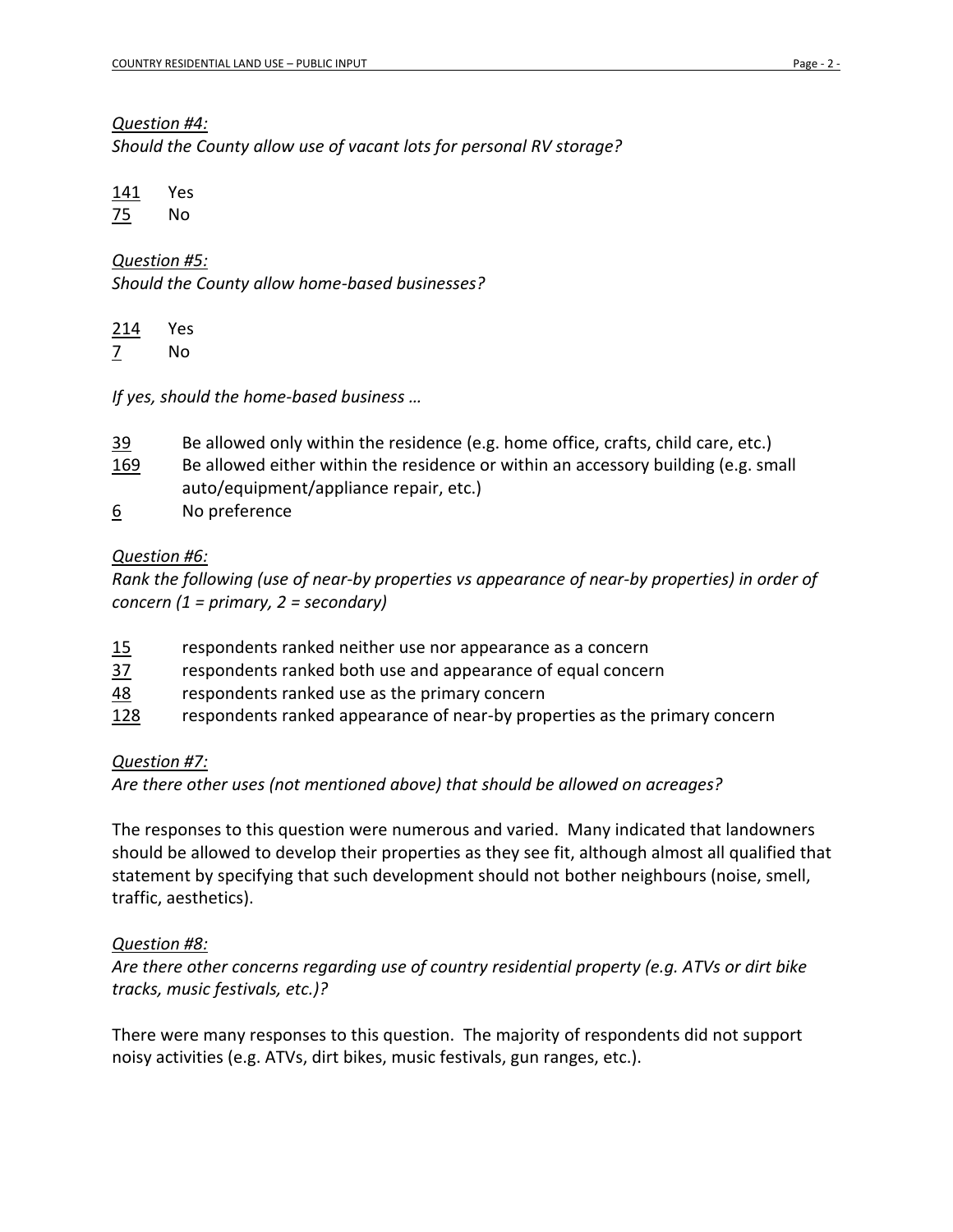*Question #4:*
*Should the County allow use of vacant lots for personal RV storage?*

141 Yes
75 No

*Question #5:*
*Should the County allow home-based businesses?*

214 Yes
7 No

*If yes, should the home-based business …*

39 Be allowed only within the residence (e.g. home office, crafts, child care, etc.)
169 Be allowed either within the residence or within an accessory building (e.g. small auto/equipment/appliance repair, etc.)
6 No preference

*Question #6:*
*Rank the following (use of near-by properties vs appearance of near-by properties) in order of concern (1 = primary, 2 = secondary)*

15 respondents ranked neither use nor appearance as a concern
37 respondents ranked both use and appearance of equal concern
48 respondents ranked use as the primary concern
128 respondents ranked appearance of near-by properties as the primary concern

*Question #7:*
*Are there other uses (not mentioned above) that should be allowed on acreages?*

The responses to this question were numerous and varied. Many indicated that landowners should be allowed to develop their properties as they see fit, although almost all qualified that statement by specifying that such development should not bother neighbours (noise, smell, traffic, aesthetics).

*Question #8:*
*Are there other concerns regarding use of country residential property (e.g. ATVs or dirt bike tracks, music festivals, etc.)?*

There were many responses to this question. The majority of respondents did not support noisy activities (e.g. ATVs, dirt bikes, music festivals, gun ranges, etc.).